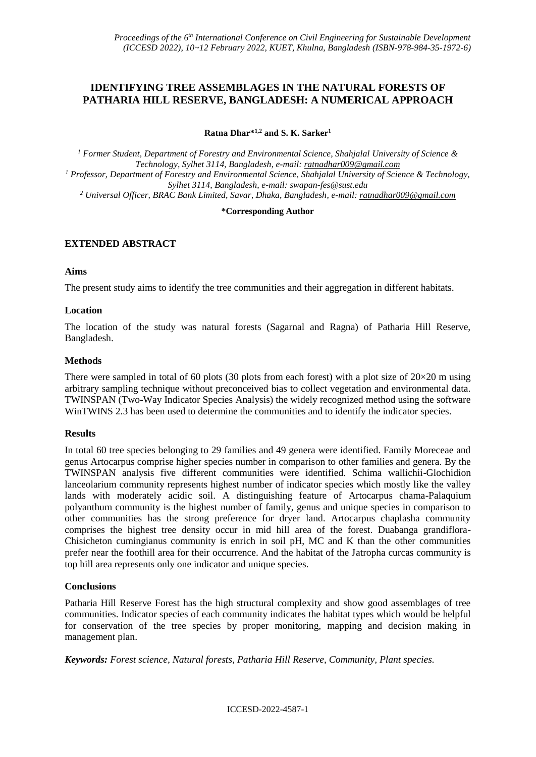# IDENTIFYING TREE ASSEMBLAGES IN THE NATURAL FORESTS OF PATHARIA HILL RESERVE, BANGLADESH: A NUMERICAL APPROACH

**Ratna Dhar*[1,2] and S. K. Sarker[1]**

[1] *Former Student, Department of Forestry and Environmental Science, Shahjalal University of Science & Technology, Sylhet 3114, Bangladesh, e-mail: ratnadhar009@gmail.com*

[1] *Professor, Department of Forestry and Environmental Science, Shahjalal University of Science & Technology, Sylhet 3114, Bangladesh, e-mail: swapan-fes@sust.edu*

[2] *Universal Officer, BRAC Bank Limited, Savar, Dhaka, Bangladesh, e-mail: ratnadhar009@gmail.com*

**\*Corresponding Author**

## EXTENDED ABSTRACT

### Aims

The present study aims to identify the tree communities and their aggregation in different habitats.

### Location

The location of the study was natural forests (Sagarnal and Ragna) of Patharia Hill Reserve, Bangladesh.

### Methods

There were sampled in total of 60 plots (30 plots from each forest) with a plot size of 20×20 m using arbitrary sampling technique without preconceived bias to collect vegetation and environmental data. TWINSPAN (Two-Way Indicator Species Analysis) the widely recognized method using the software WinTWINS 2.3 has been used to determine the communities and to identify the indicator species.

### Results

In total 60 tree species belonging to 29 families and 49 genera were identified. Family Moreceae and genus Artocarpus comprise higher species number in comparison to other families and genera. By the TWINSPAN analysis five different communities were identified. Schima wallichii-Glochidion lanceolarium community represents highest number of indicator species which mostly like the valley lands with moderately acidic soil. A distinguishing feature of Artocarpus chama-Palaquium polyanthum community is the highest number of family, genus and unique species in comparison to other communities has the strong preference for dryer land. Artocarpus chaplasha community comprises the highest tree density occur in mid hill area of the forest. Duabanga grandiflora-Chisicheton cumingianus community is enrich in soil pH, MC and K than the other communities prefer near the foothill area for their occurrence. And the habitat of the Jatropha curcas community is top hill area represents only one indicator and unique species.

### Conclusions

Patharia Hill Reserve Forest has the high structural complexity and show good assemblages of tree communities. Indicator species of each community indicates the habitat types which would be helpful for conservation of the tree species by proper monitoring, mapping and decision making in management plan.

***Keywords:*** *Forest science, Natural forests, Patharia Hill Reserve, Community, Plant species.*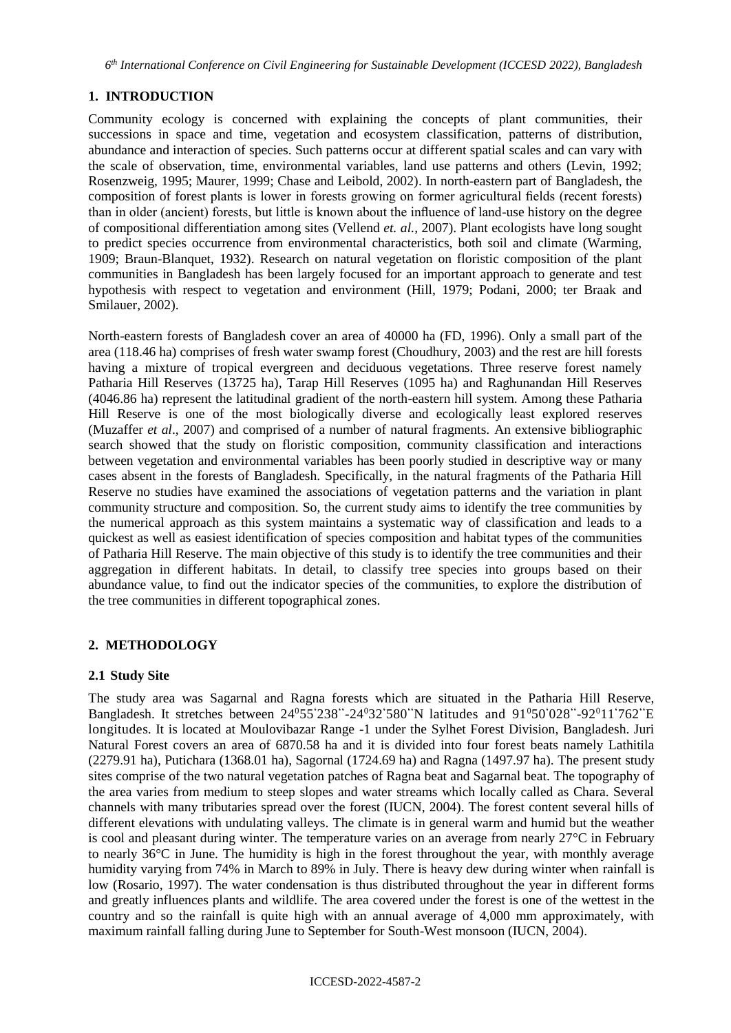## 1. INTRODUCTION

Community ecology is concerned with explaining the concepts of plant communities, their successions in space and time, vegetation and ecosystem classification, patterns of distribution, abundance and interaction of species. Such patterns occur at different spatial scales and can vary with the scale of observation, time, environmental variables, land use patterns and others (Levin, 1992; Rosenzweig, 1995; Maurer, 1999; Chase and Leibold, 2002). In north-eastern part of Bangladesh, the composition of forest plants is lower in forests growing on former agricultural fields (recent forests) than in older (ancient) forests, but little is known about the influence of land-use history on the degree of compositional differentiation among sites (Vellend *et. al.*, 2007). Plant ecologists have long sought to predict species occurrence from environmental characteristics, both soil and climate (Warming, 1909; Braun-Blanquet, 1932). Research on natural vegetation on floristic composition of the plant communities in Bangladesh has been largely focused for an important approach to generate and test hypothesis with respect to vegetation and environment (Hill, 1979; Podani, 2000; ter Braak and Smilauer, 2002).

North-eastern forests of Bangladesh cover an area of 40000 ha (FD, 1996). Only a small part of the area (118.46 ha) comprises of fresh water swamp forest (Choudhury, 2003) and the rest are hill forests having a mixture of tropical evergreen and deciduous vegetations. Three reserve forest namely Patharia Hill Reserves (13725 ha), Tarap Hill Reserves (1095 ha) and Raghunandan Hill Reserves (4046.86 ha) represent the latitudinal gradient of the north-eastern hill system. Among these Patharia Hill Reserve is one of the most biologically diverse and ecologically least explored reserves (Muzaffer *et al*., 2007) and comprised of a number of natural fragments. An extensive bibliographic search showed that the study on floristic composition, community classification and interactions between vegetation and environmental variables has been poorly studied in descriptive way or many cases absent in the forests of Bangladesh. Specifically, in the natural fragments of the Patharia Hill Reserve no studies have examined the associations of vegetation patterns and the variation in plant community structure and composition. So, the current study aims to identify the tree communities by the numerical approach as this system maintains a systematic way of classification and leads to a quickest as well as easiest identification of species composition and habitat types of the communities of Patharia Hill Reserve. The main objective of this study is to identify the tree communities and their aggregation in different habitats. In detail, to classify tree species into groups based on their abundance value, to find out the indicator species of the communities, to explore the distribution of the tree communities in different topographical zones.

## 2. METHODOLOGY

### 2.1 Study Site

The study area was Sagarnal and Ragna forests which are situated in the Patharia Hill Reserve, Bangladesh. It stretches between 24⁰55ˈ238ˮ-24⁰32ˈ580ˮN latitudes and 91⁰50ˈ028ˮ-92⁰11ˈ762ˮE longitudes. It is located at Moulovibazar Range -1 under the Sylhet Forest Division, Bangladesh. Juri Natural Forest covers an area of 6870.58 ha and it is divided into four forest beats namely Lathitila (2279.91 ha), Putichara (1368.01 ha), Sagornal (1724.69 ha) and Ragna (1497.97 ha). The present study sites comprise of the two natural vegetation patches of Ragna beat and Sagarnal beat. The topography of the area varies from medium to steep slopes and water streams which locally called as Chara. Several channels with many tributaries spread over the forest (IUCN, 2004). The forest content several hills of different elevations with undulating valleys. The climate is in general warm and humid but the weather is cool and pleasant during winter. The temperature varies on an average from nearly 27°C in February to nearly 36°C in June. The humidity is high in the forest throughout the year, with monthly average humidity varying from 74% in March to 89% in July. There is heavy dew during winter when rainfall is low (Rosario, 1997). The water condensation is thus distributed throughout the year in different forms and greatly influences plants and wildlife. The area covered under the forest is one of the wettest in the country and so the rainfall is quite high with an annual average of 4,000 mm approximately, with maximum rainfall falling during June to September for South-West monsoon (IUCN, 2004).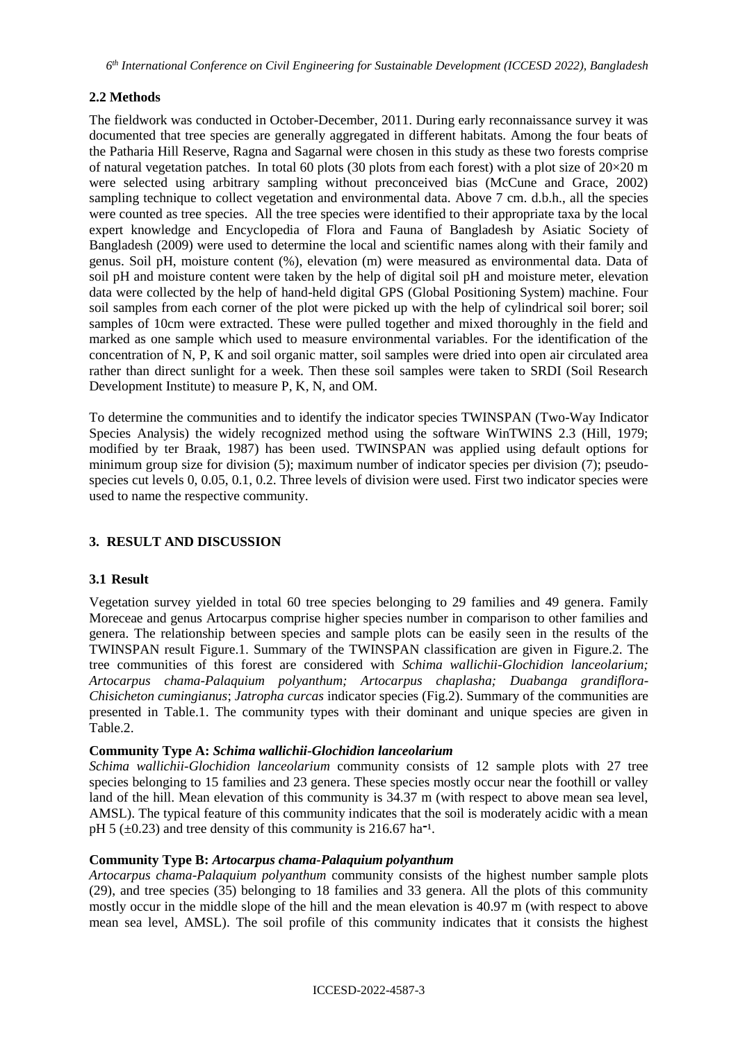## 2.2 Methods

The fieldwork was conducted in October-December, 2011. During early reconnaissance survey it was documented that tree species are generally aggregated in different habitats. Among the four beats of the Patharia Hill Reserve, Ragna and Sagarnal were chosen in this study as these two forests comprise of natural vegetation patches. In total 60 plots (30 plots from each forest) with a plot size of 20×20 m were selected using arbitrary sampling without preconceived bias (McCune and Grace, 2002) sampling technique to collect vegetation and environmental data. Above 7 cm. d.b.h., all the species were counted as tree species. All the tree species were identified to their appropriate taxa by the local expert knowledge and Encyclopedia of Flora and Fauna of Bangladesh by Asiatic Society of Bangladesh (2009) were used to determine the local and scientific names along with their family and genus. Soil pH, moisture content (%), elevation (m) were measured as environmental data. Data of soil pH and moisture content were taken by the help of digital soil pH and moisture meter, elevation data were collected by the help of hand-held digital GPS (Global Positioning System) machine. Four soil samples from each corner of the plot were picked up with the help of cylindrical soil borer; soil samples of 10cm were extracted. These were pulled together and mixed thoroughly in the field and marked as one sample which used to measure environmental variables. For the identification of the concentration of N, P, K and soil organic matter, soil samples were dried into open air circulated area rather than direct sunlight for a week. Then these soil samples were taken to SRDI (Soil Research Development Institute) to measure P, K, N, and OM.

To determine the communities and to identify the indicator species TWINSPAN (Two-Way Indicator Species Analysis) the widely recognized method using the software WinTWINS 2.3 (Hill, 1979; modified by ter Braak, 1987) has been used. TWINSPAN was applied using default options for minimum group size for division (5); maximum number of indicator species per division (7); pseudo-species cut levels 0, 0.05, 0.1, 0.2. Three levels of division were used. First two indicator species were used to name the respective community.

# 3. RESULT AND DISCUSSION

## 3.1 Result

Vegetation survey yielded in total 60 tree species belonging to 29 families and 49 genera. Family Moreceae and genus Artocarpus comprise higher species number in comparison to other families and genera. The relationship between species and sample plots can be easily seen in the results of the TWINSPAN result Figure.1. Summary of the TWINSPAN classification are given in Figure.2. The tree communities of this forest are considered with *Schima wallichii-Glochidion lanceolarium; Artocarpus chama-Palaquium polyanthum; Artocarpus chaplasha; Duabanga grandiflora-Chisicheton cumingianus*; *Jatropha curcas* indicator species (Fig.2). Summary of the communities are presented in Table.1. The community types with their dominant and unique species are given in Table.2.

**Community Type A: *Schima wallichii-Glochidion lanceolarium***

*Schima wallichii-Glochidion lanceolarium* community consists of 12 sample plots with 27 tree species belonging to 15 families and 23 genera. These species mostly occur near the foothill or valley land of the hill. Mean elevation of this community is 34.37 m (with respect to above mean sea level, AMSL). The typical feature of this community indicates that the soil is moderately acidic with a mean pH 5 (±0.23) and tree density of this community is 216.67 $ha^{-1}$.

**Community Type B: *Artocarpus chama-Palaquium polyanthum***

*Artocarpus chama-Palaquium polyanthum* community consists of the highest number sample plots (29), and tree species (35) belonging to 18 families and 33 genera. All the plots of this community mostly occur in the middle slope of the hill and the mean elevation is 40.97 m (with respect to above mean sea level, AMSL). The soil profile of this community indicates that it consists the highest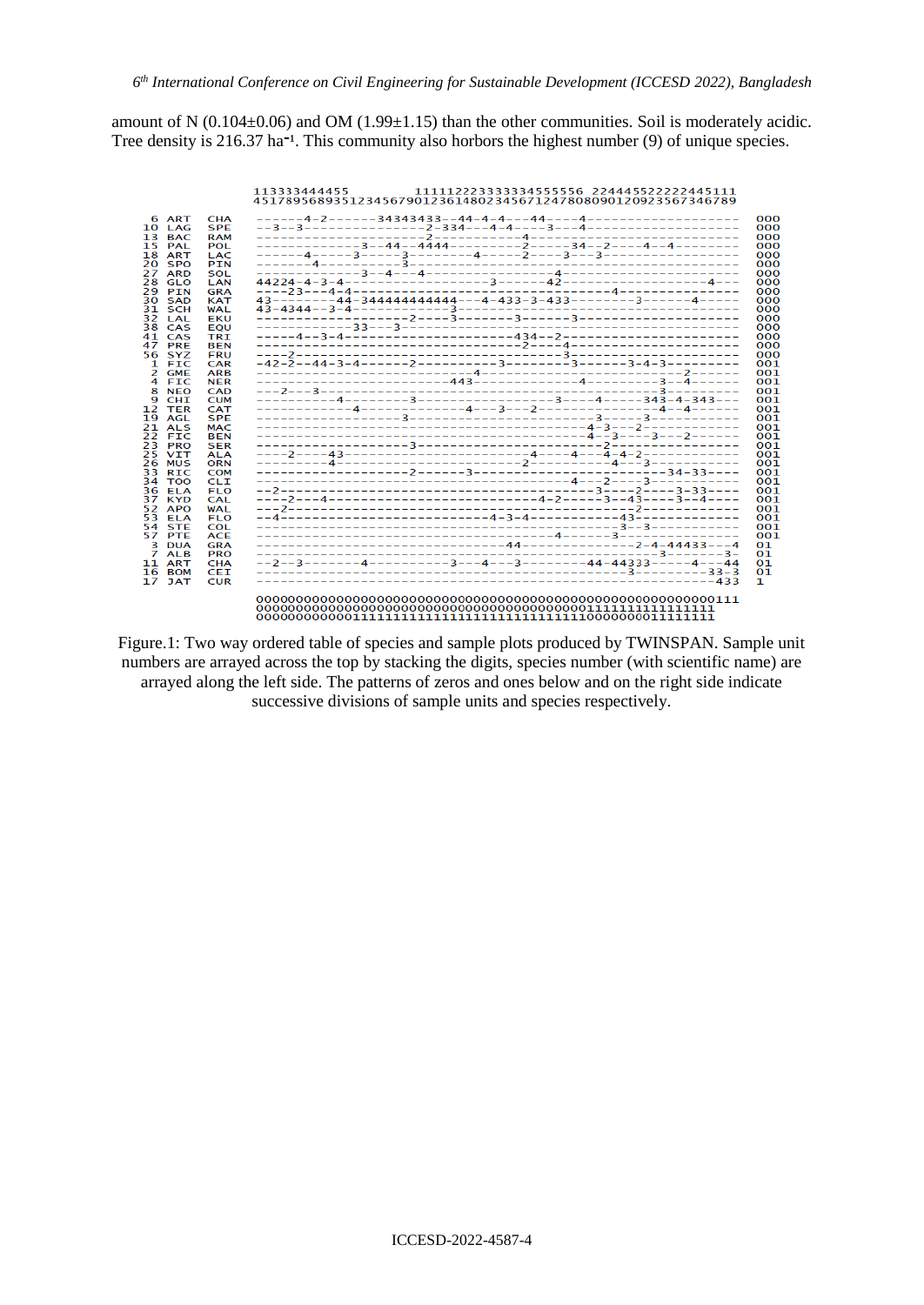amount of N (0.104±0.06) and OM (1.99±1.15) than the other communities. Soil is moderately acidic. Tree density is 216.37 ha⁻¹. This community also horbors the highest number (9) of unique species.

```
                  113333444455        1111122223333334555556 224445522222445111
                  451789568935123456790123614802345671247808090120923567346789

 6 ART  CHA   ------4-2------34343433--44-4-4---44----4-------------------  000
10 LAG  SPE   --3--3------------------2-334---4-4----3---4-----------------  000
13 BAC  RAM   ------------------------2-----------------4--------------------  000
15 PAL  POL   --------------3--44--4444--------2-----34--2----4--4----------  000
18 ART  LAC   ------4-----3-----3-------4-----2-----3---3-------------------  000
20 SPO  PIN   -------4------------3-------------------------------------------  000
27 ARD  SOL   --------------3--4---4------------------4-----------------------  000
28 GLO  LAN   44224-4-3-4-------------------3--------42-----------------4----  000
29 PIN  GRA   ----23---4-4----------------------------------4-----------------  000
30 SAD  KAT   43-------44-344444444444---4-433-3-433--------3------4-----------  000
31 SCH  WAL   43-4344--3-4--------------3------------------------------------  000
32 LAL  EKU   -----------------------2----3------3------3--------------------  000
38 CAS  EQU   -------------33---3---------------------------------------------  000
41 CAS  TRI   -----4--3-4--------------------434--2-------------------------  000
47 PRE  BEN   --------------------------------2----4--------------------------  000
56 SYZ  FRU   ---2-----------------------------------3-----------------------  000
 1 FIC  CAR   -42-2--44-3-4-------2---------3--------3-------3-4-3-----------  001
 2 GME  ARB   ----------------------------------4----------------------2-----  001
 4 FIC  NER   ---------------------------443-------------4-----------3---4---  001
 8 NEO  CAD   ---2---3---------------------------------------------3----------  001
 9 CHI  CUM   ----------4---------3-------------------3-----4-----343-4-343---  001
12 TER  CAT   --------------4------------4---3---2----------------4---4-------  001
19 AGL  SPE   ---------------------3-------------------------3-----3----------  001
21 ALS  MAC   ---------------------------------------------4-3---2-----------  001
22 FIC  BEN   ---------------------------------------------4---3----3---2-----  001
23 PRO  SER   ---------------------3-------------------------2---------------  001
25 VIT  ALA   ----2----43----------------------------4-----4---4-4-2----------  001
26 MUS  ORN   -----------4------------------------2---------4---3-------------  001
33 RIC  COM   ----------------------2------3---------------------------34-33----  001
34 TOO  CLI   -------------------------------------------4---2-----3----------  001
36 ELA  FLO   --2--------------------------------------------3----2----3-33----  001
37 KYD  CAL   ----2----4---------------------------4-2-------3---43----3---4----  001
52 APO  WAL   --2--------------------------------------------------2----------  001
53 ELA  FLO   --4----------------------------4-3-4-----------43--------------  001
54 STE  COL   --------------------------------------------------3---3---------  001
57 PTE  ACE   ---------------------------------------4-------3----------------  001
 3 DUA  GRA   --------------------------------44---------------2-4-44433----4  01
 7 ALB  PRO   -------------------------------------------------------3--------3-  01
11 ART  CHA   --2--3-------4-----------3---4---3--------44-44333------4---44  01
16 BOM  CEI   -------------------------------------------------3---------33--3  01
17 JAT  CUR   -------------------------------------------------------------433  1

              000000000000000000000000000000000000000000000000000000000000111
              000000000000000000000000000000000000000000001111111111111111
              000000000000111111111111111111111111111111110000000001111111
```

Figure.1: Two way ordered table of species and sample plots produced by TWINSPAN. Sample unit numbers are arrayed across the top by stacking the digits, species number (with scientific name) are arrayed along the left side. The patterns of zeros and ones below and on the right side indicate successive divisions of sample units and species respectively.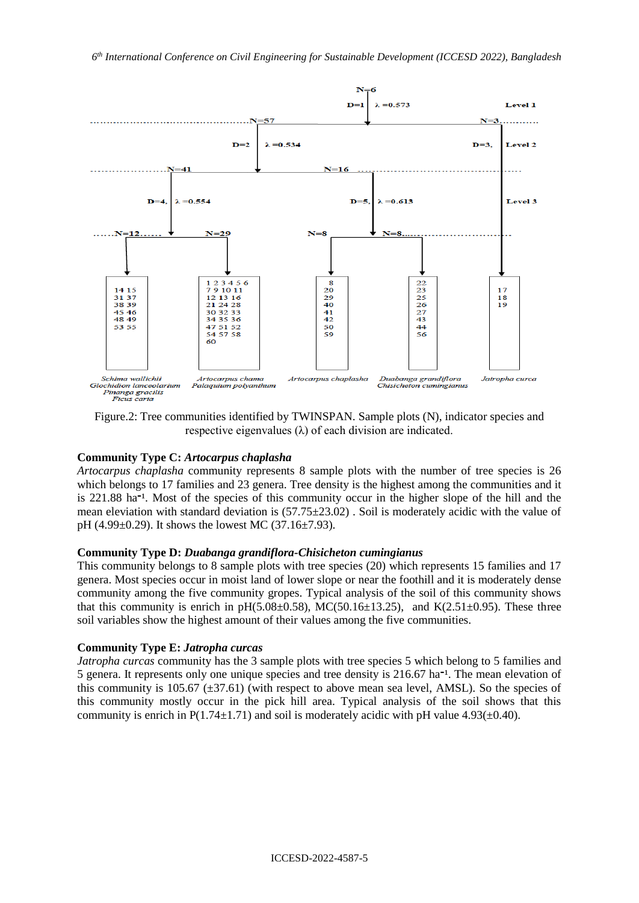Figure.2: Tree communities identified by TWINSPAN. Sample plots (N), indicator species and respective eigenvalues (λ) of each division are indicated.

**Community Type C: *Artocarpus chaplasha***

*Artocarpus chaplasha* community represents 8 sample plots with the number of tree species is 26 which belongs to 17 families and 23 genera. Tree density is the highest among the communities and it is 221.88 $ha^{-1}$. Most of the species of this community occur in the higher slope of the hill and the mean eleviation with standard deviation is (57.75±23.02) . Soil is moderately acidic with the value of pH (4.99±0.29). It shows the lowest MC (37.16±7.93).

**Community Type D: *Duabanga grandiflora-Chisicheton cumingianus***

This community belongs to 8 sample plots with tree species (20) which represents 15 families and 17 genera. Most species occur in moist land of lower slope or near the foothill and it is moderately dense community among the five community gropes. Typical analysis of the soil of this community shows that this community is enrich in pH(5.08±0.58), MC(50.16±13.25), and K(2.51±0.95). These three soil variables show the highest amount of their values among the five communities.

**Community Type E: *Jatropha curcas***

*Jatropha curcas* community has the 3 sample plots with tree species 5 which belong to 5 families and 5 genera. It represents only one unique species and tree density is 216.67 $ha^{-1}$. The mean elevation of this community is 105.67 (±37.61) (with respect to above mean sea level, AMSL). So the species of this community mostly occur in the pick hill area. Typical analysis of the soil shows that this community is enrich in P(1.74±1.71) and soil is moderately acidic with pH value 4.93(±0.40).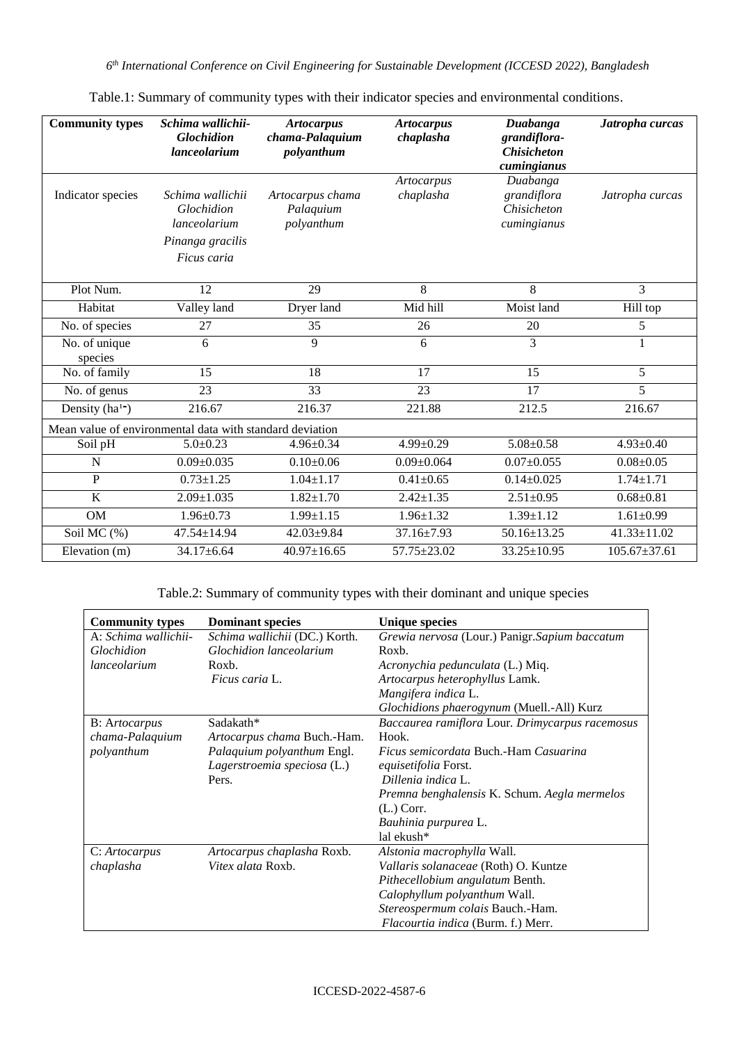Table.1: Summary of community types with their indicator species and environmental conditions.

| **Community types** | ***Schima wallichii-Glochidion lanceolarium*** | ***Artocarpus chama-Palaquium polyanthum*** | ***Artocarpus chaplasha*** | ***Duabanga grandiflora-Chisicheton cumingianus*** | ***Jatropha curcas*** |
|---|---|---|---|---|---|
| Indicator species | *Schima wallichii* *Glochidion lanceolarium* *Pinanga gracilis* *Ficus caria* | *Artocarpus chama* *Palaquium polyanthum* | *Artocarpus chaplasha* | *Duabanga grandiflora* *Chisicheton cumingianus* | *Jatropha curcas* |
| Plot Num. | 12 | 29 | 8 | 8 | 3 |
| Habitat | Valley land | Dryer land | Mid hill | Moist land | Hill top |
| No. of species | 27 | 35 | 26 | 20 | 5 |
| No. of unique species | 6 | 9 | 6 | 3 | 1 |
| No. of family | 15 | 18 | 17 | 15 | 5 |
| No. of genus | 23 | 33 | 23 | 17 | 5 |
| Density ($ha^{-1}$) | 216.67 | 216.37 | 221.88 | 212.5 | 216.67 |
| Mean value of environmental data with standard deviation | | | | | |
| Soil pH | 5.0±0.23 | 4.96±0.34 | 4.99±0.29 | 5.08±0.58 | 4.93±0.40 |
| N | 0.09±0.035 | 0.10±0.06 | 0.09±0.064 | 0.07±0.055 | 0.08±0.05 |
| P | 0.73±1.25 | 1.04±1.17 | 0.41±0.65 | 0.14±0.025 | 1.74±1.71 |
| K | 2.09±1.035 | 1.82±1.70 | 2.42±1.35 | 2.51±0.95 | 0.68±0.81 |
| OM | 1.96±0.73 | 1.99±1.15 | 1.96±1.32 | 1.39±1.12 | 1.61±0.99 |
| Soil MC (%) | 47.54±14.94 | 42.03±9.84 | 37.16±7.93 | 50.16±13.25 | 41.33±11.02 |
| Elevation (m) | 34.17±6.64 | 40.97±16.65 | 57.75±23.02 | 33.25±10.95 | 105.67±37.61 |

Table.2: Summary of community types with their dominant and unique species

| **Community types** | **Dominant species** | **Unique species** |
|---|---|---|
| A: *Schima wallichii-Glochidion lanceolarium* | *Schima wallichii* (DC.) Korth. *Glochidion lanceolarium* Roxb. *Ficus caria* L. | *Grewia nervosa* (Lour.) Panigr.*Sapium baccatum* Roxb. *Acronychia pedunculata* (L.) Miq. *Artocarpus heterophyllus* Lamk. *Mangifera indica* L. *Glochidions phaerogynum* (Muell.-All) Kurz |
| B: *Artocarpus chama-Palaquium polyanthum* | Sadakath* *Artocarpus chama* Buch.-Ham. *Palaquium polyanthum* Engl. *Lagerstroemia speciosa* (L.) Pers. | *Baccaurea ramiflora* Lour. *Drimycarpus racemosus* Hook. *Ficus semicordata* Buch.-Ham *Casuarina equisetifolia* Forst. *Dillenia indica* L. *Premna benghalensis* K. Schum. *Aegla mermelos* (L.) Corr. *Bauhinia purpurea* L. lal ekush* |
| C: *Artocarpus chaplasha* | *Artocarpus chaplasha* Roxb. *Vitex alata* Roxb. | *Alstonia macrophylla* Wall. *Vallaris solanaceae* (Roth) O. Kuntze *Pithecellobium angulatum* Benth. *Calophyllum polyanthum* Wall. *Stereospermum colais* Bauch.-Ham. *Flacourtia indica* (Burm. f.) Merr. |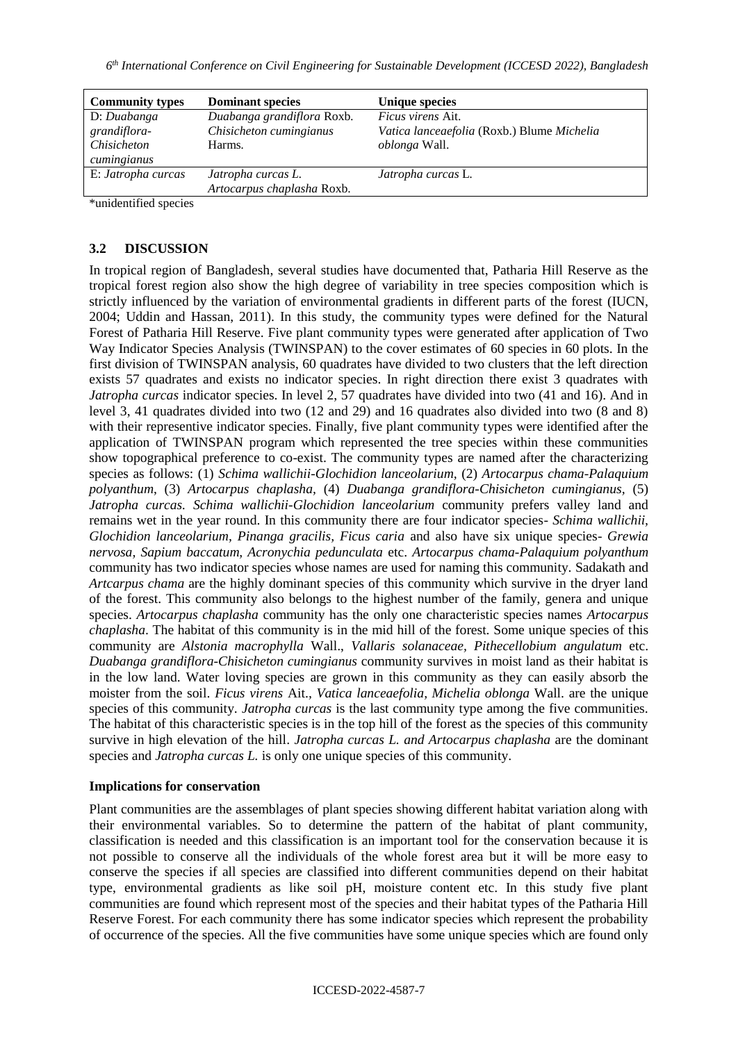| Community types | Dominant species | Unique species |
|---|---|---|
| D: *Duabanga grandiflora-Chisicheton cumingianus* | *Duabanga grandiflora* Roxb. *Chisicheton cumingianus* Harms. | *Ficus virens* Ait. *Vatica lanceaefolia* (Roxb.) Blume *Michelia oblonga* Wall. |
| E: *Jatropha curcas* | *Jatropha curcas L.* *Artocarpus chaplasha* Roxb. | *Jatropha curcas* L. |

*unidentified species

### 3.2 DISCUSSION

In tropical region of Bangladesh, several studies have documented that, Patharia Hill Reserve as the tropical forest region also show the high degree of variability in tree species composition which is strictly influenced by the variation of environmental gradients in different parts of the forest (IUCN, 2004; Uddin and Hassan, 2011). In this study, the community types were defined for the Natural Forest of Patharia Hill Reserve. Five plant community types were generated after application of Two Way Indicator Species Analysis (TWINSPAN) to the cover estimates of 60 species in 60 plots. In the first division of TWINSPAN analysis, 60 quadrates have divided to two clusters that the left direction exists 57 quadrates and exists no indicator species. In right direction there exist 3 quadrates with *Jatropha curcas* indicator species. In level 2, 57 quadrates have divided into two (41 and 16). And in level 3, 41 quadrates divided into two (12 and 29) and 16 quadrates also divided into two (8 and 8) with their representive indicator species. Finally, five plant community types were identified after the application of TWINSPAN program which represented the tree species within these communities show topographical preference to co-exist. The community types are named after the characterizing species as follows: (1) *Schima wallichii-Glochidion lanceolarium*, (2) *Artocarpus chama-Palaquium polyanthum*, (3) *Artocarpus chaplasha*, (4) *Duabanga grandiflora-Chisicheton cumingianus*, (5) *Jatropha curcas. Schima wallichii-Glochidion lanceolarium* community prefers valley land and remains wet in the year round. In this community there are four indicator species- *Schima wallichii, Glochidion lanceolarium, Pinanga gracilis, Ficus caria* and also have six unique species- *Grewia nervosa, Sapium baccatum, Acronychia pedunculata* etc. *Artocarpus chama-Palaquium polyanthum* community has two indicator species whose names are used for naming this community. Sadakath and *Artcarpus chama* are the highly dominant species of this community which survive in the dryer land of the forest. This community also belongs to the highest number of the family, genera and unique species. *Artocarpus chaplasha* community has the only one characteristic species names *Artocarpus chaplasha*. The habitat of this community is in the mid hill of the forest. Some unique species of this community are *Alstonia macrophylla* Wall., *Vallaris solanaceae, Pithecellobium angulatum* etc. *Duabanga grandiflora-Chisicheton cumingianus* community survives in moist land as their habitat is in the low land. Water loving species are grown in this community as they can easily absorb the moister from the soil. *Ficus virens* Ait., *Vatica lanceaefolia, Michelia oblonga* Wall. are the unique species of this community. *Jatropha curcas* is the last community type among the five communities. The habitat of this characteristic species is in the top hill of the forest as the species of this community survive in high elevation of the hill. *Jatropha curcas L. and Artocarpus chaplasha* are the dominant species and *Jatropha curcas L.* is only one unique species of this community.

**Implications for conservation**

Plant communities are the assemblages of plant species showing different habitat variation along with their environmental variables. So to determine the pattern of the habitat of plant community, classification is needed and this classification is an important tool for the conservation because it is not possible to conserve all the individuals of the whole forest area but it will be more easy to conserve the species if all species are classified into different communities depend on their habitat type, environmental gradients as like soil pH, moisture content etc. In this study five plant communities are found which represent most of the species and their habitat types of the Patharia Hill Reserve Forest. For each community there has some indicator species which represent the probability of occurrence of the species. All the five communities have some unique species which are found only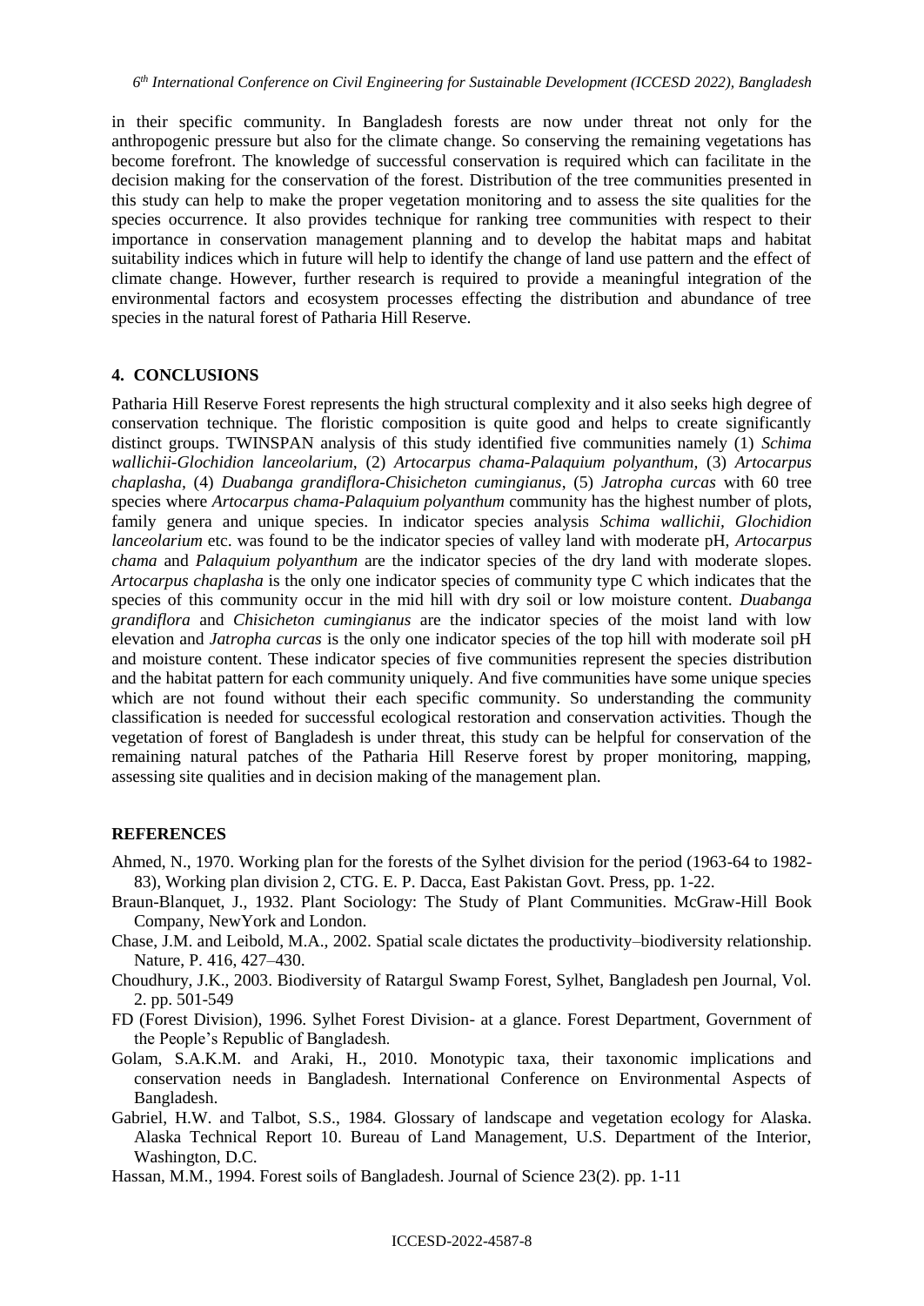in their specific community. In Bangladesh forests are now under threat not only for the anthropogenic pressure but also for the climate change. So conserving the remaining vegetations has become forefront. The knowledge of successful conservation is required which can facilitate in the decision making for the conservation of the forest. Distribution of the tree communities presented in this study can help to make the proper vegetation monitoring and to assess the site qualities for the species occurrence. It also provides technique for ranking tree communities with respect to their importance in conservation management planning and to develop the habitat maps and habitat suitability indices which in future will help to identify the change of land use pattern and the effect of climate change. However, further research is required to provide a meaningful integration of the environmental factors and ecosystem processes effecting the distribution and abundance of tree species in the natural forest of Patharia Hill Reserve.

## 4. CONCLUSIONS

Patharia Hill Reserve Forest represents the high structural complexity and it also seeks high degree of conservation technique. The floristic composition is quite good and helps to create significantly distinct groups. TWINSPAN analysis of this study identified five communities namely (1) *Schima wallichii-Glochidion lanceolarium,* (2) *Artocarpus chama-Palaquium polyanthum,* (3) *Artocarpus chaplasha,* (4) *Duabanga grandiflora-Chisicheton cumingianus*, (5) *Jatropha curcas* with 60 tree species where *Artocarpus chama-Palaquium polyanthum* community has the highest number of plots, family genera and unique species. In indicator species analysis *Schima wallichii*, *Glochidion lanceolarium* etc. was found to be the indicator species of valley land with moderate pH, *Artocarpus chama* and *Palaquium polyanthum* are the indicator species of the dry land with moderate slopes. *Artocarpus chaplasha* is the only one indicator species of community type C which indicates that the species of this community occur in the mid hill with dry soil or low moisture content. *Duabanga grandiflora* and *Chisicheton cumingianus* are the indicator species of the moist land with low elevation and *Jatropha curcas* is the only one indicator species of the top hill with moderate soil pH and moisture content. These indicator species of five communities represent the species distribution and the habitat pattern for each community uniquely. And five communities have some unique species which are not found without their each specific community. So understanding the community classification is needed for successful ecological restoration and conservation activities. Though the vegetation of forest of Bangladesh is under threat, this study can be helpful for conservation of the remaining natural patches of the Patharia Hill Reserve forest by proper monitoring, mapping, assessing site qualities and in decision making of the management plan.

## REFERENCES

Ahmed, N., 1970. Working plan for the forests of the Sylhet division for the period (1963-64 to 1982-83), Working plan division 2, CTG. E. P. Dacca, East Pakistan Govt. Press, pp. 1-22.

Braun-Blanquet, J., 1932. Plant Sociology: The Study of Plant Communities. McGraw-Hill Book Company, NewYork and London.

Chase, J.M. and Leibold, M.A., 2002. Spatial scale dictates the productivity–biodiversity relationship. Nature, P. 416, 427–430.

Choudhury, J.K., 2003. Biodiversity of Ratargul Swamp Forest, Sylhet, Bangladesh pen Journal, Vol. 2. pp. 501-549

FD (Forest Division), 1996. Sylhet Forest Division- at a glance. Forest Department, Government of the People's Republic of Bangladesh.

Golam, S.A.K.M. and Araki, H., 2010. Monotypic taxa, their taxonomic implications and conservation needs in Bangladesh. International Conference on Environmental Aspects of Bangladesh.

Gabriel, H.W. and Talbot, S.S., 1984. Glossary of landscape and vegetation ecology for Alaska. Alaska Technical Report 10. Bureau of Land Management, U.S. Department of the Interior, Washington, D.C.

Hassan, M.M., 1994. Forest soils of Bangladesh. Journal of Science 23(2). pp. 1-11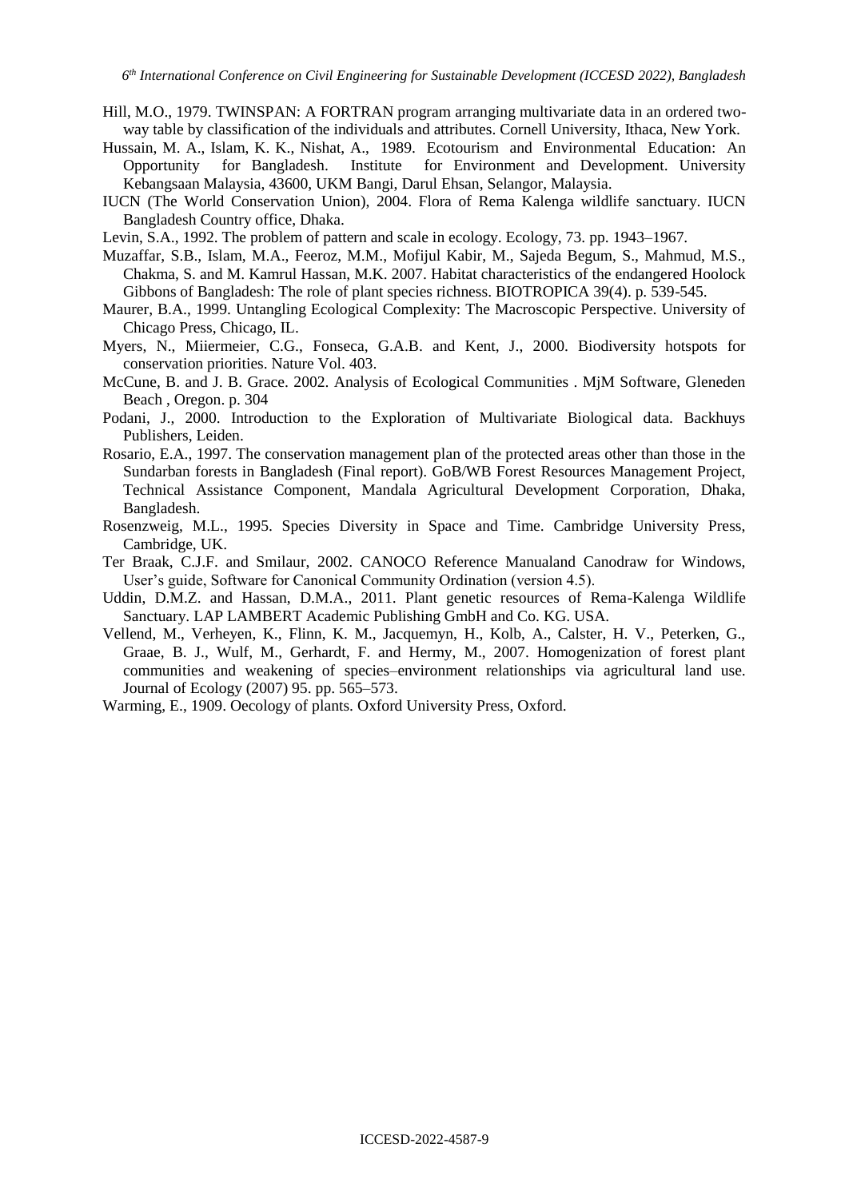Hill, M.O., 1979. TWINSPAN: A FORTRAN program arranging multivariate data in an ordered two-way table by classification of the individuals and attributes. Cornell University, Ithaca, New York.

Hussain, M. A., Islam, K. K., Nishat, A., 1989. Ecotourism and Environmental Education: An Opportunity for Bangladesh. Institute for Environment and Development. University Kebangsaan Malaysia, 43600, UKM Bangi, Darul Ehsan, Selangor, Malaysia.

IUCN (The World Conservation Union), 2004. Flora of Rema Kalenga wildlife sanctuary. IUCN Bangladesh Country office, Dhaka.

Levin, S.A., 1992. The problem of pattern and scale in ecology. Ecology, 73. pp. 1943–1967.

Muzaffar, S.B., Islam, M.A., Feeroz, M.M., Mofijul Kabir, M., Sajeda Begum, S., Mahmud, M.S., Chakma, S. and M. Kamrul Hassan, M.K. 2007. Habitat characteristics of the endangered Hoolock Gibbons of Bangladesh: The role of plant species richness. BIOTROPICA 39(4). p. 539-545.

Maurer, B.A., 1999. Untangling Ecological Complexity: The Macroscopic Perspective. University of Chicago Press, Chicago, IL.

Myers, N., Miiermeier, C.G., Fonseca, G.A.B. and Kent, J., 2000. Biodiversity hotspots for conservation priorities. Nature Vol. 403.

McCune, B. and J. B. Grace. 2002. Analysis of Ecological Communities . MjM Software, Gleneden Beach , Oregon. p. 304

Podani, J., 2000. Introduction to the Exploration of Multivariate Biological data. Backhuys Publishers, Leiden.

Rosario, E.A., 1997. The conservation management plan of the protected areas other than those in the Sundarban forests in Bangladesh (Final report). GoB/WB Forest Resources Management Project, Technical Assistance Component, Mandala Agricultural Development Corporation, Dhaka, Bangladesh.

Rosenzweig, M.L., 1995. Species Diversity in Space and Time. Cambridge University Press, Cambridge, UK.

Ter Braak, C.J.F. and Smilaur, 2002. CANOCO Reference Manualand Canodraw for Windows, User's guide, Software for Canonical Community Ordination (version 4.5).

Uddin, D.M.Z. and Hassan, D.M.A., 2011. Plant genetic resources of Rema-Kalenga Wildlife Sanctuary. LAP LAMBERT Academic Publishing GmbH and Co. KG. USA.

Vellend, M., Verheyen, K., Flinn, K. M., Jacquemyn, H., Kolb, A., Calster, H. V., Peterken, G., Graae, B. J., Wulf, M., Gerhardt, F. and Hermy, M., 2007. Homogenization of forest plant communities and weakening of species–environment relationships via agricultural land use. Journal of Ecology (2007) 95. pp. 565–573.

Warming, E., 1909. Oecology of plants. Oxford University Press, Oxford.